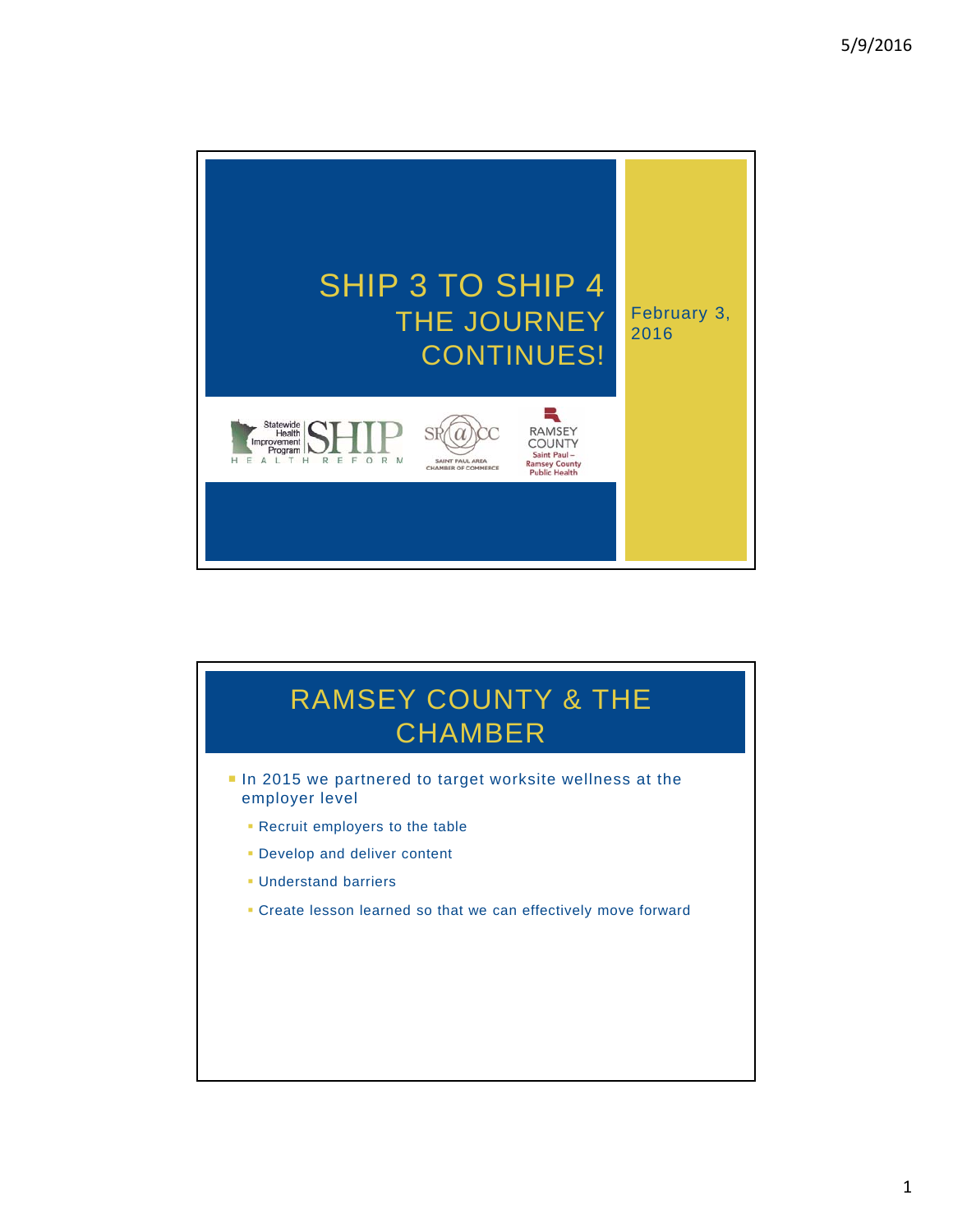# SHIP 3 TO SHIP 4
## THE JOURNEY CONTINUES!

February 3, 2016

Statewide Health Improvement Program SHIP HEALTH REFORM

SPACC SAINT PAUL AREA CHAMBER OF COMMERCE

RAMSEY COUNTY Saint Paul – Ramsey County Public Health

## RAMSEY COUNTY & THE CHAMBER

- In 2015 we partnered to target worksite wellness at the employer level
  - Recruit employers to the table
  - Develop and deliver content
  - Understand barriers
  - Create lesson learned so that we can effectively move forward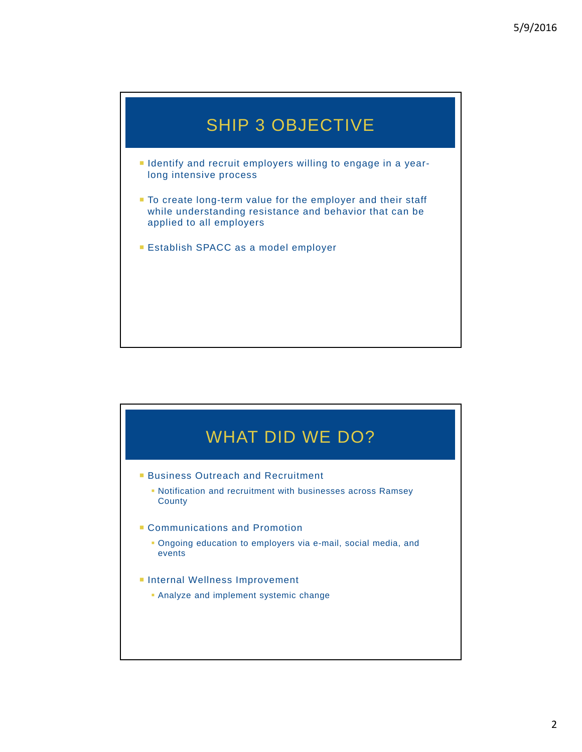## SHIP 3 OBJECTIVE

- Identify and recruit employers willing to engage in a year-long intensive process
- To create long-term value for the employer and their staff while understanding resistance and behavior that can be applied to all employers
- Establish SPACC as a model employer

## WHAT DID WE DO?

- Business Outreach and Recruitment
  - Notification and recruitment with businesses across Ramsey County
- Communications and Promotion
  - Ongoing education to employers via e-mail, social media, and events
- Internal Wellness Improvement
  - Analyze and implement systemic change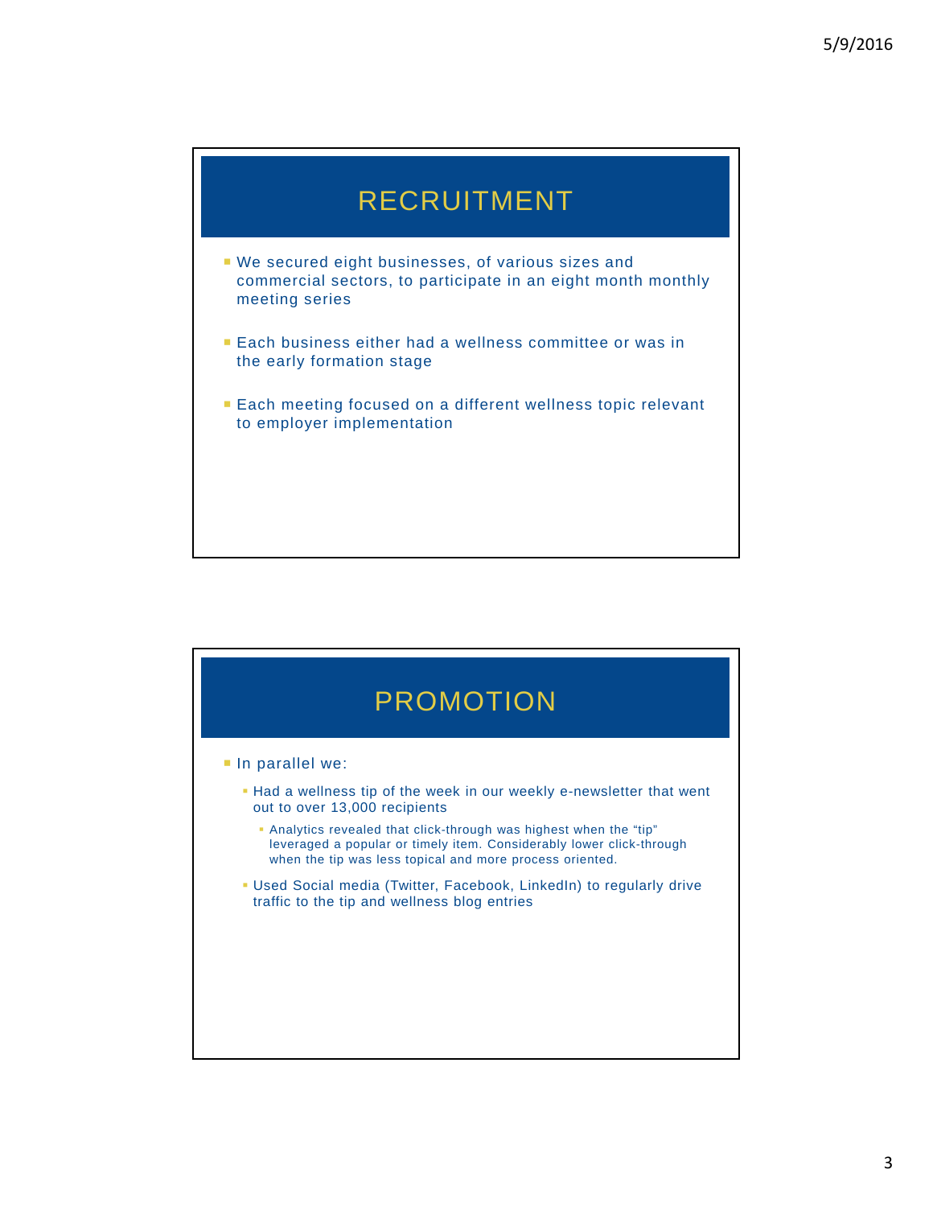## RECRUITMENT

- We secured eight businesses, of various sizes and commercial sectors, to participate in an eight month monthly meeting series
- Each business either had a wellness committee or was in the early formation stage
- Each meeting focused on a different wellness topic relevant to employer implementation

## PROMOTION

- In parallel we:
  - Had a wellness tip of the week in our weekly e-newsletter that went out to over 13,000 recipients
    - Analytics revealed that click-through was highest when the "tip" leveraged a popular or timely item. Considerably lower click-through when the tip was less topical and more process oriented.
  - Used Social media (Twitter, Facebook, LinkedIn) to regularly drive traffic to the tip and wellness blog entries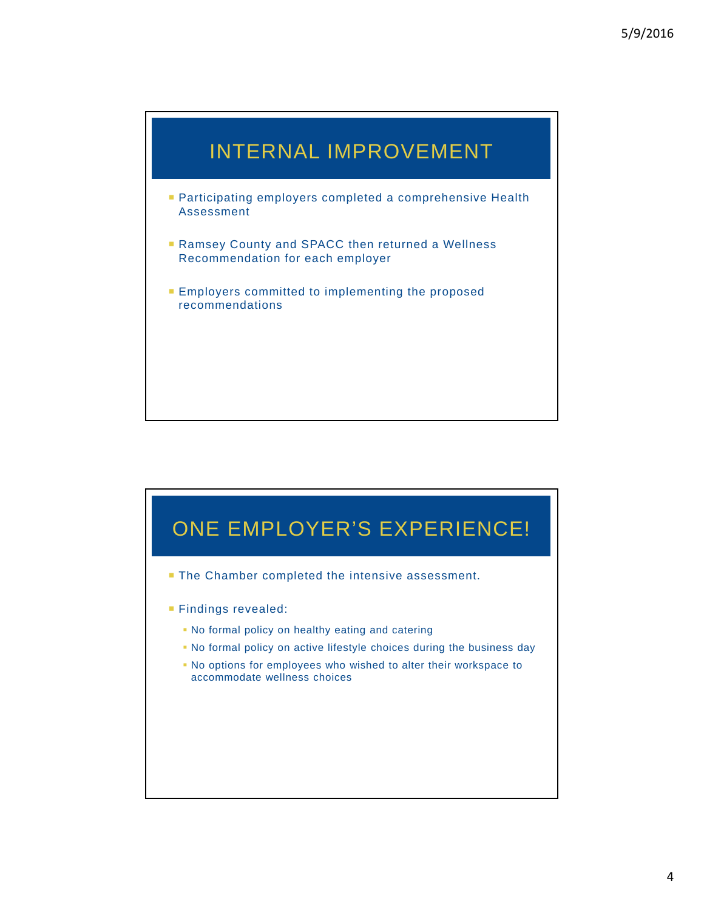## INTERNAL IMPROVEMENT

- Participating employers completed a comprehensive Health Assessment
- Ramsey County and SPACC then returned a Wellness Recommendation for each employer
- Employers committed to implementing the proposed recommendations

## ONE EMPLOYER'S EXPERIENCE!

- The Chamber completed the intensive assessment.
- Findings revealed:
  - No formal policy on healthy eating and catering
  - No formal policy on active lifestyle choices during the business day
  - No options for employees who wished to alter their workspace to accommodate wellness choices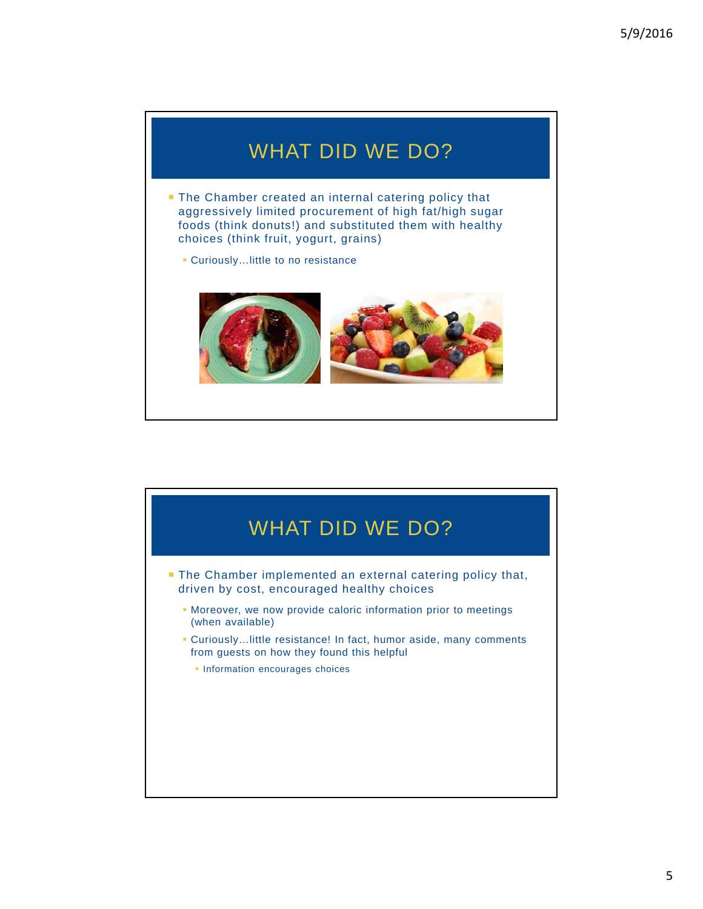## WHAT DID WE DO?

- The Chamber created an internal catering policy that aggressively limited procurement of high fat/high sugar foods (think donuts!) and substituted them with healthy choices (think fruit, yogurt, grains)
  - Curiously…little to no resistance

## WHAT DID WE DO?

- The Chamber implemented an external catering policy that, driven by cost, encouraged healthy choices
  - Moreover, we now provide caloric information prior to meetings (when available)
  - Curiously…little resistance! In fact, humor aside, many comments from guests on how they found this helpful
    - Information encourages choices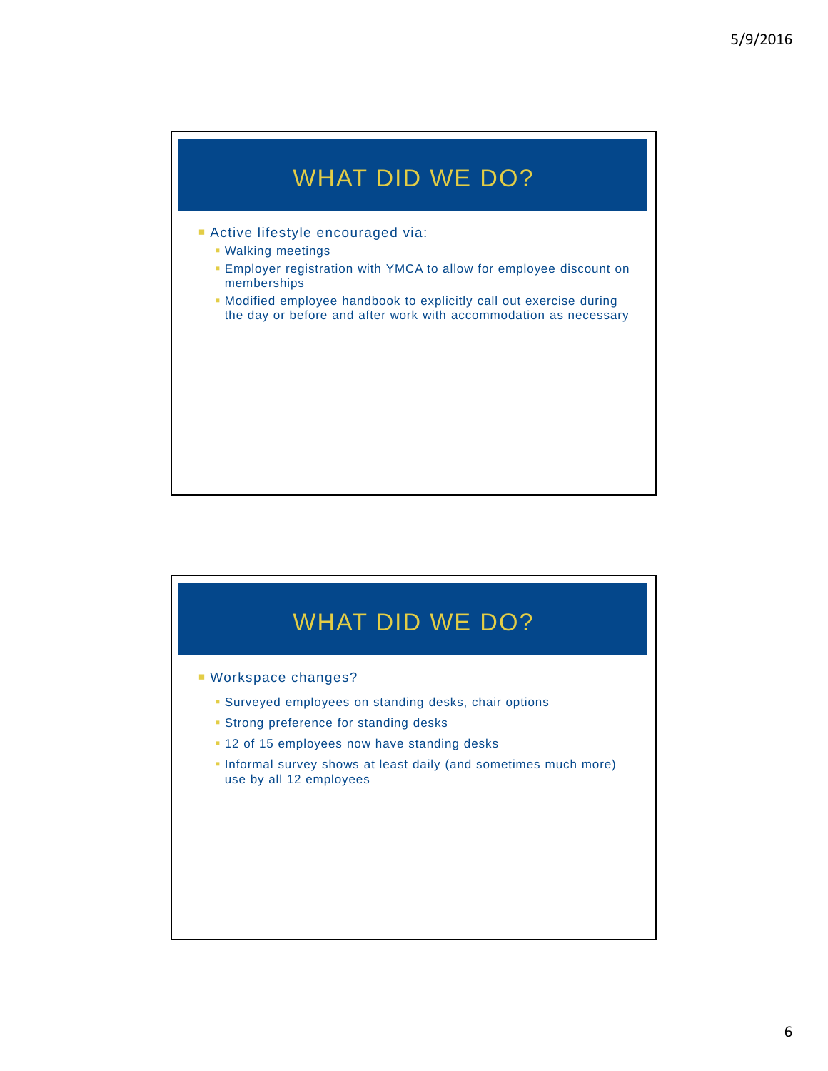## WHAT DID WE DO?

- Active lifestyle encouraged via:
  - Walking meetings
  - Employer registration with YMCA to allow for employee discount on memberships
  - Modified employee handbook to explicitly call out exercise during the day or before and after work with accommodation as necessary

## WHAT DID WE DO?

- Workspace changes?
  - Surveyed employees on standing desks, chair options
  - Strong preference for standing desks
  - 12 of 15 employees now have standing desks
  - Informal survey shows at least daily (and sometimes much more) use by all 12 employees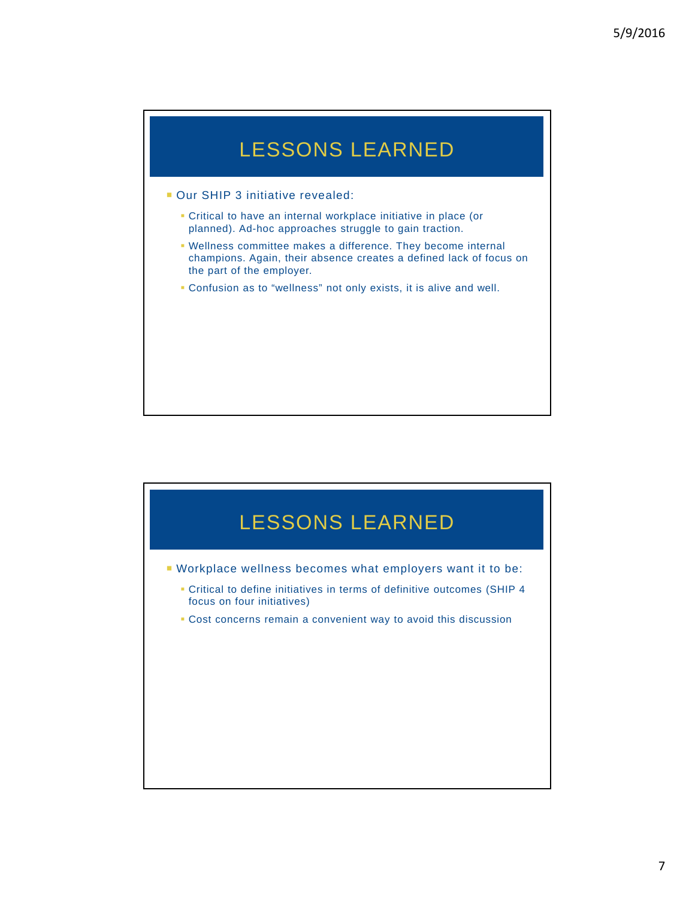## LESSONS LEARNED

- Our SHIP 3 initiative revealed:
  - Critical to have an internal workplace initiative in place (or planned). Ad-hoc approaches struggle to gain traction.
  - Wellness committee makes a difference. They become internal champions. Again, their absence creates a defined lack of focus on the part of the employer.
  - Confusion as to “wellness” not only exists, it is alive and well.

## LESSONS LEARNED

- Workplace wellness becomes what employers want it to be:
  - Critical to define initiatives in terms of definitive outcomes (SHIP 4 focus on four initiatives)
  - Cost concerns remain a convenient way to avoid this discussion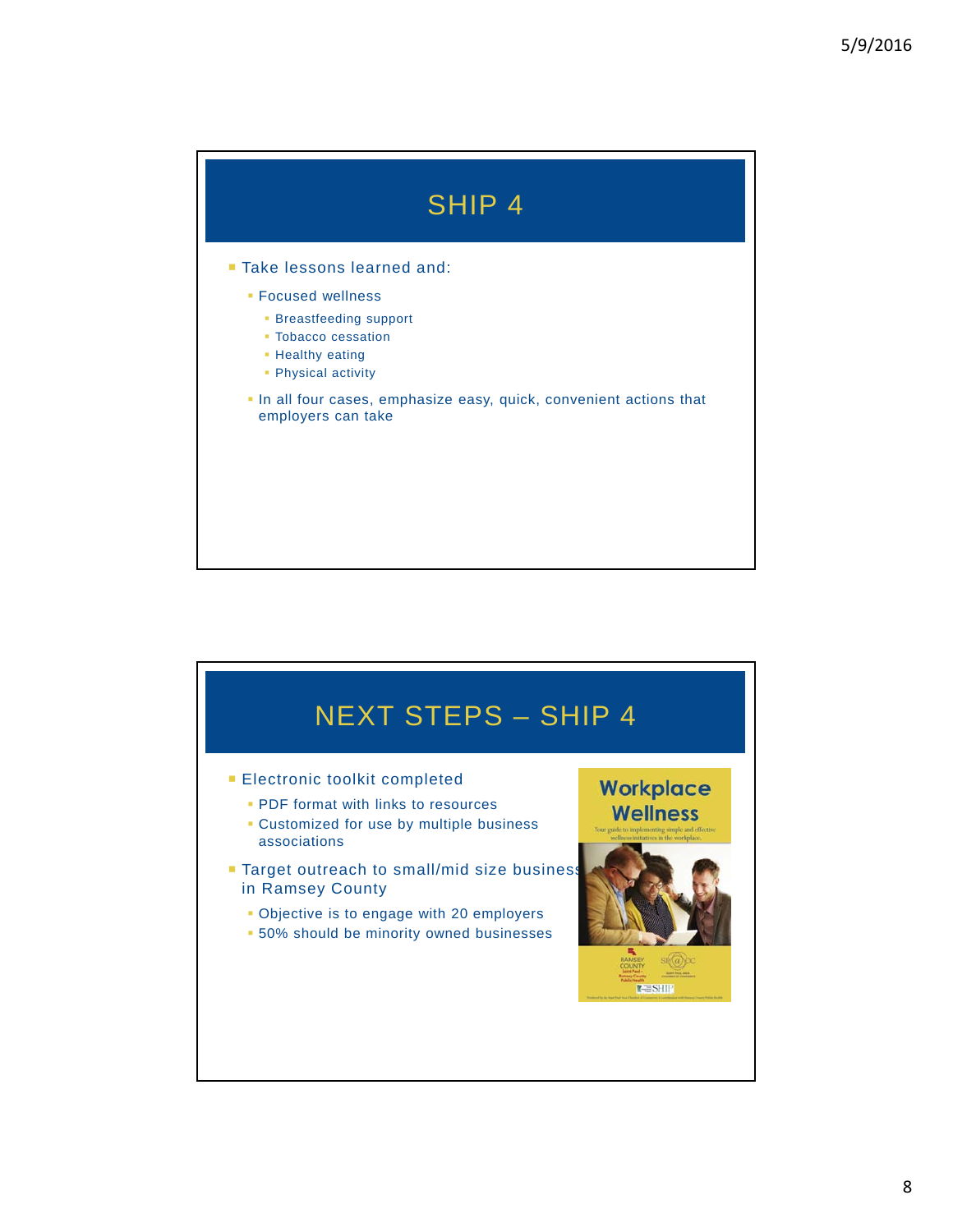# SHIP 4

- Take lessons learned and:
  - Focused wellness
    - Breastfeeding support
    - Tobacco cessation
    - Healthy eating
    - Physical activity
  - In all four cases, emphasize easy, quick, convenient actions that employers can take

# NEXT STEPS – SHIP 4

- Electronic toolkit completed
  - PDF format with links to resources
  - Customized for use by multiple business associations
- Target outreach to small/mid size business in Ramsey County
  - Objective is to engage with 20 employers
  - 50% should be minority owned businesses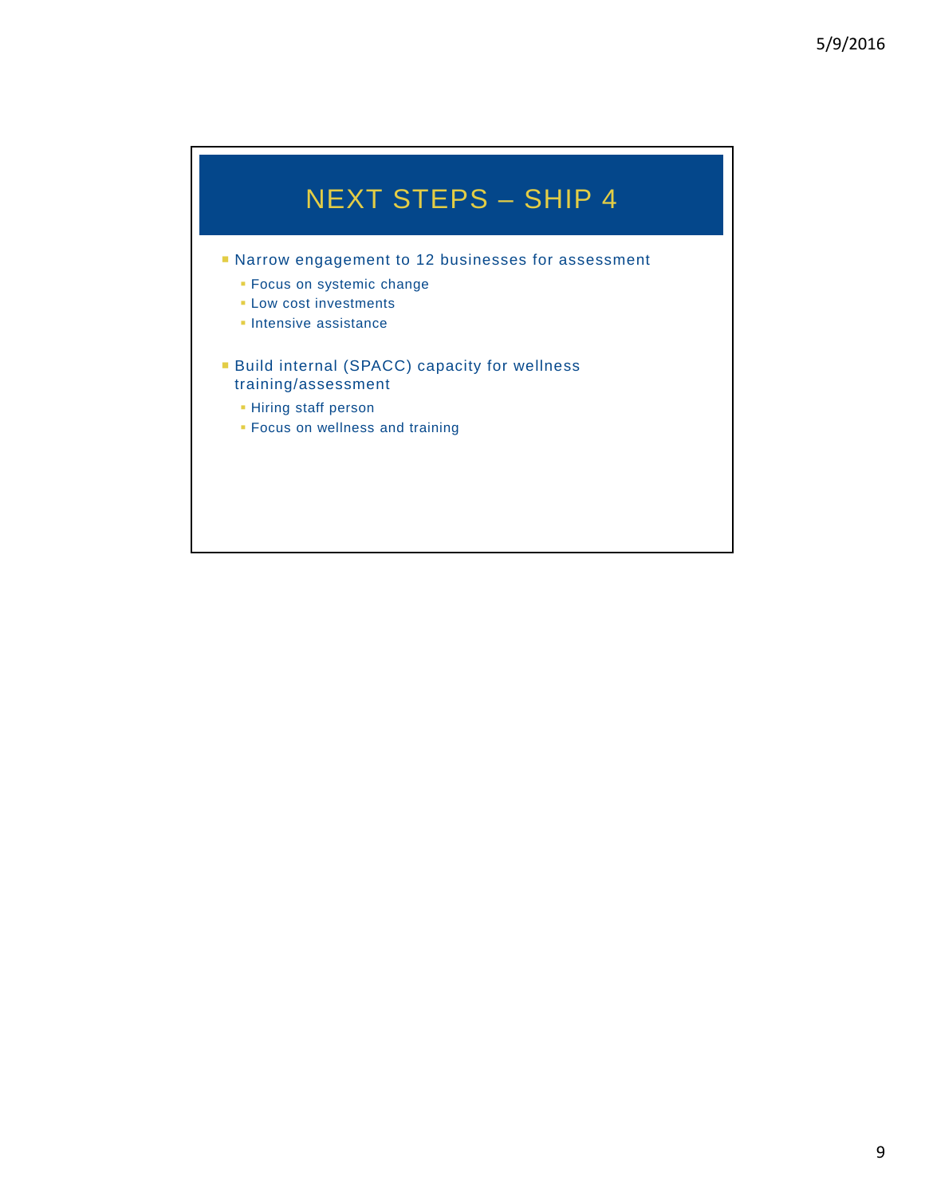# NEXT STEPS – SHIP 4

- Narrow engagement to 12 businesses for assessment
  - Focus on systemic change
  - Low cost investments
  - Intensive assistance

- Build internal (SPACC) capacity for wellness training/assessment
  - Hiring staff person
  - Focus on wellness and training